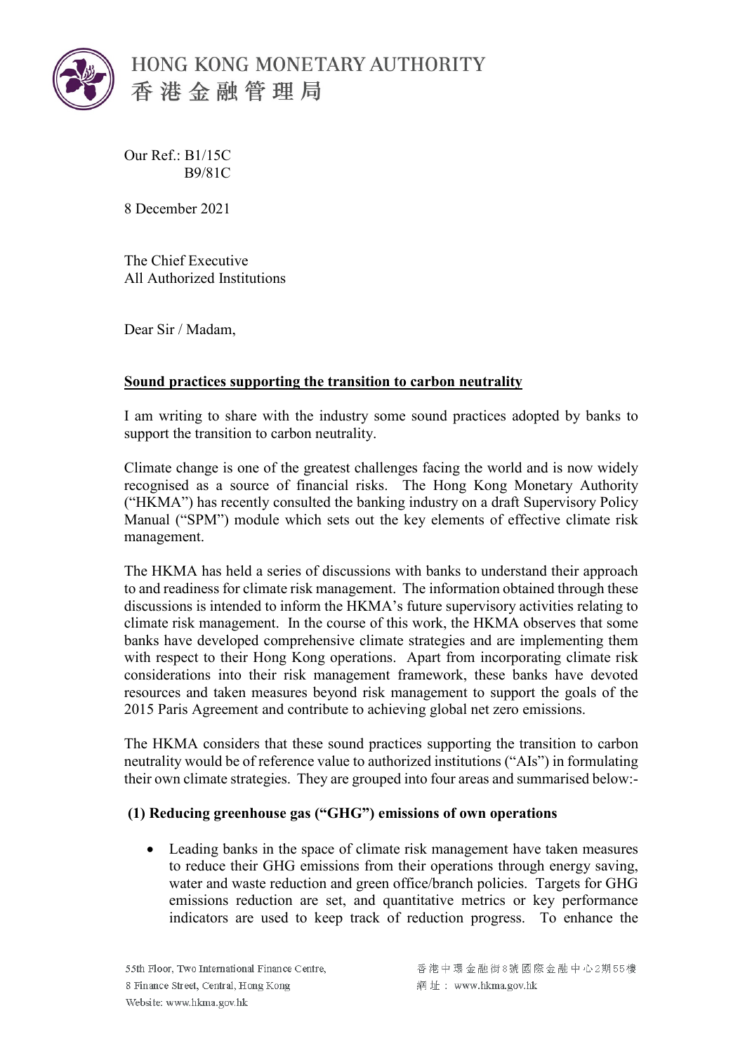# HONG KONG MONETARY AUTHORITY
# 香港金融管理局

Our Ref.: B1/15C
B9/81C

8 December 2021

The Chief Executive
All Authorized Institutions

Dear Sir / Madam,

**Sound practices supporting the transition to carbon neutrality**

I am writing to share with the industry some sound practices adopted by banks to support the transition to carbon neutrality.

Climate change is one of the greatest challenges facing the world and is now widely recognised as a source of financial risks. The Hong Kong Monetary Authority ("HKMA") has recently consulted the banking industry on a draft Supervisory Policy Manual ("SPM") module which sets out the key elements of effective climate risk management.

The HKMA has held a series of discussions with banks to understand their approach to and readiness for climate risk management. The information obtained through these discussions is intended to inform the HKMA's future supervisory activities relating to climate risk management. In the course of this work, the HKMA observes that some banks have developed comprehensive climate strategies and are implementing them with respect to their Hong Kong operations. Apart from incorporating climate risk considerations into their risk management framework, these banks have devoted resources and taken measures beyond risk management to support the goals of the 2015 Paris Agreement and contribute to achieving global net zero emissions.

The HKMA considers that these sound practices supporting the transition to carbon neutrality would be of reference value to authorized institutions ("AIs") in formulating their own climate strategies. They are grouped into four areas and summarised below:-

**(1) Reducing greenhouse gas ("GHG") emissions of own operations**

- Leading banks in the space of climate risk management have taken measures to reduce their GHG emissions from their operations through energy saving, water and waste reduction and green office/branch policies. Targets for GHG emissions reduction are set, and quantitative metrics or key performance indicators are used to keep track of reduction progress. To enhance the

55th Floor, Two International Finance Centre,
8 Finance Street, Central, Hong Kong
Website: www.hkma.gov.hk

香港中環金融街8號國際金融中心2期55樓
網址：www.hkma.gov.hk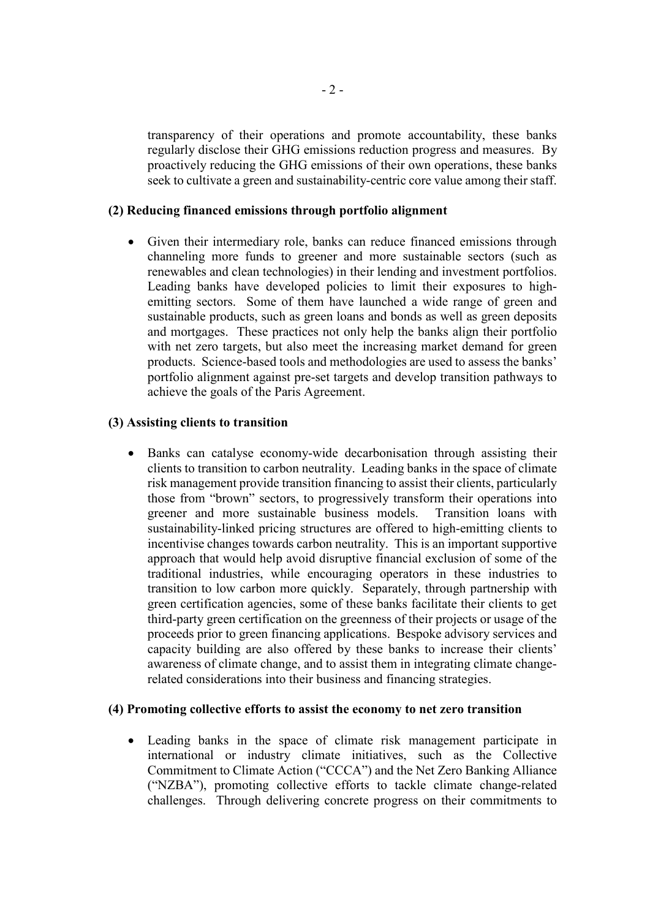transparency of their operations and promote accountability, these banks regularly disclose their GHG emissions reduction progress and measures. By proactively reducing the GHG emissions of their own operations, these banks seek to cultivate a green and sustainability-centric core value among their staff.

**(2) Reducing financed emissions through portfolio alignment**

- Given their intermediary role, banks can reduce financed emissions through channeling more funds to greener and more sustainable sectors (such as renewables and clean technologies) in their lending and investment portfolios. Leading banks have developed policies to limit their exposures to high-emitting sectors. Some of them have launched a wide range of green and sustainable products, such as green loans and bonds as well as green deposits and mortgages. These practices not only help the banks align their portfolio with net zero targets, but also meet the increasing market demand for green products. Science-based tools and methodologies are used to assess the banks' portfolio alignment against pre-set targets and develop transition pathways to achieve the goals of the Paris Agreement.

**(3) Assisting clients to transition**

- Banks can catalyse economy-wide decarbonisation through assisting their clients to transition to carbon neutrality. Leading banks in the space of climate risk management provide transition financing to assist their clients, particularly those from "brown" sectors, to progressively transform their operations into greener and more sustainable business models. Transition loans with sustainability-linked pricing structures are offered to high-emitting clients to incentivise changes towards carbon neutrality. This is an important supportive approach that would help avoid disruptive financial exclusion of some of the traditional industries, while encouraging operators in these industries to transition to low carbon more quickly. Separately, through partnership with green certification agencies, some of these banks facilitate their clients to get third-party green certification on the greenness of their projects or usage of the proceeds prior to green financing applications. Bespoke advisory services and capacity building are also offered by these banks to increase their clients' awareness of climate change, and to assist them in integrating climate change-related considerations into their business and financing strategies.

**(4) Promoting collective efforts to assist the economy to net zero transition**

- Leading banks in the space of climate risk management participate in international or industry climate initiatives, such as the Collective Commitment to Climate Action ("CCCA") and the Net Zero Banking Alliance ("NZBA"), promoting collective efforts to tackle climate change-related challenges. Through delivering concrete progress on their commitments to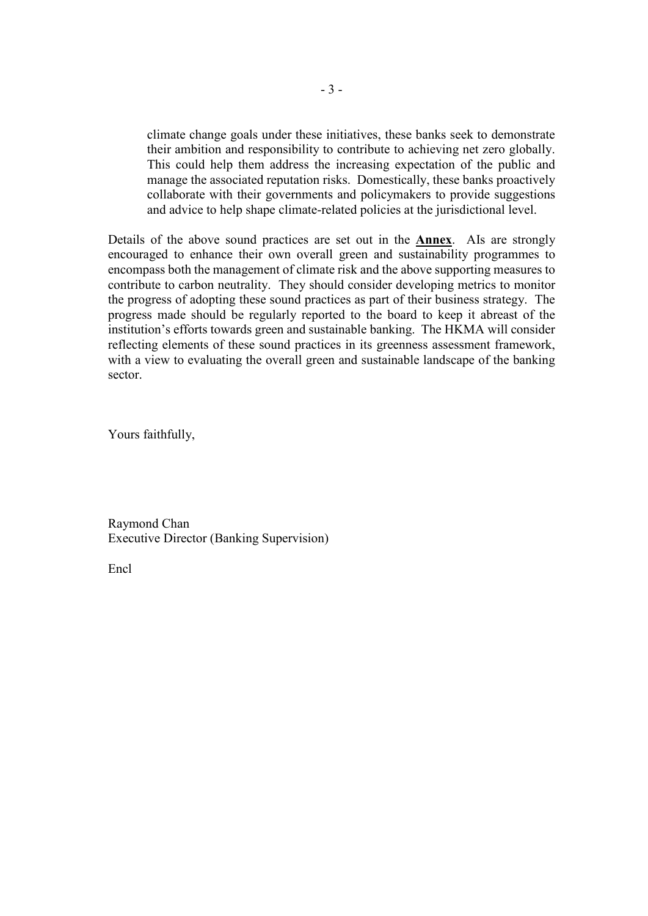climate change goals under these initiatives, these banks seek to demonstrate their ambition and responsibility to contribute to achieving net zero globally. This could help them address the increasing expectation of the public and manage the associated reputation risks. Domestically, these banks proactively collaborate with their governments and policymakers to provide suggestions and advice to help shape climate-related policies at the jurisdictional level.

Details of the above sound practices are set out in the **Annex**. AIs are strongly encouraged to enhance their own overall green and sustainability programmes to encompass both the management of climate risk and the above supporting measures to contribute to carbon neutrality. They should consider developing metrics to monitor the progress of adopting these sound practices as part of their business strategy. The progress made should be regularly reported to the board to keep it abreast of the institution's efforts towards green and sustainable banking. The HKMA will consider reflecting elements of these sound practices in its greenness assessment framework, with a view to evaluating the overall green and sustainable landscape of the banking sector.

Yours faithfully,

Raymond Chan
Executive Director (Banking Supervision)

Encl